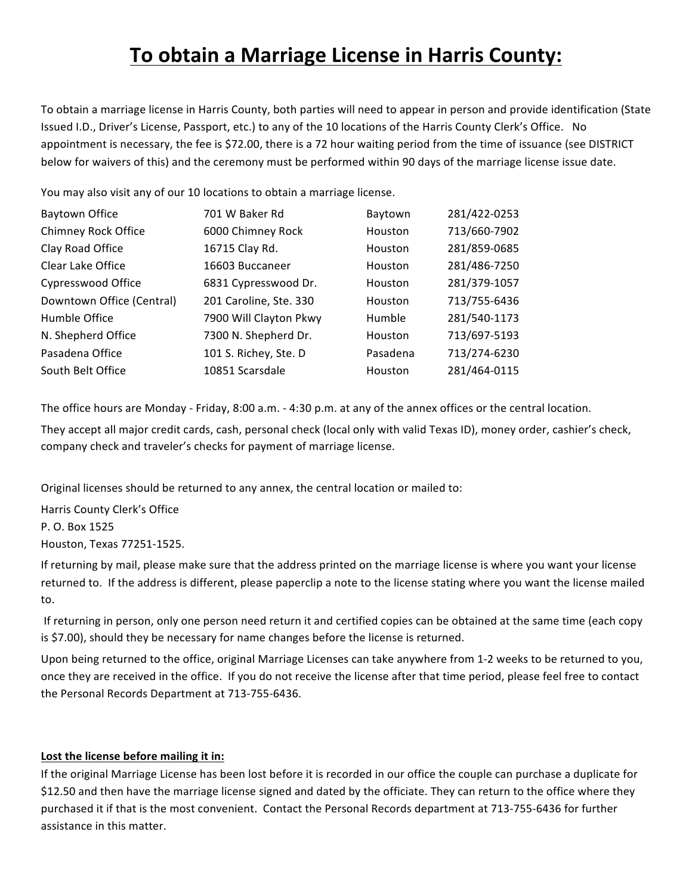# To obtain a Marriage License in Harris County:

To obtain a marriage license in Harris County, both parties will need to appear in person and provide identification (State Issued I.D., Driver's License, Passport, etc.) to any of the 10 locations of the Harris County Clerk's Office. No appointment is necessary, the fee is $72.00, there is a 72 hour waiting period from the time of issuance (see DISTRICT below for waivers of this) and the ceremony must be performed within 90 days of the marriage license issue date.

You may also visit any of our 10 locations to obtain a marriage license.

| | | | |
|---|---|---|---|
| Baytown Office | 701 W Baker Rd | Baytown | 281/422-0253 |
| Chimney Rock Office | 6000 Chimney Rock | Houston | 713/660-7902 |
| Clay Road Office | 16715 Clay Rd. | Houston | 281/859-0685 |
| Clear Lake Office | 16603 Buccaneer | Houston | 281/486-7250 |
| Cypresswood Office | 6831 Cypresswood Dr. | Houston | 281/379-1057 |
| Downtown Office (Central) | 201 Caroline, Ste. 330 | Houston | 713/755-6436 |
| Humble Office | 7900 Will Clayton Pkwy | Humble | 281/540-1173 |
| N. Shepherd Office | 7300 N. Shepherd Dr. | Houston | 713/697-5193 |
| Pasadena Office | 101 S. Richey, Ste. D | Pasadena | 713/274-6230 |
| South Belt Office | 10851 Scarsdale | Houston | 281/464-0115 |

The office hours are Monday - Friday, 8:00 a.m. - 4:30 p.m. at any of the annex offices or the central location.

They accept all major credit cards, cash, personal check (local only with valid Texas ID), money order, cashier's check, company check and traveler's checks for payment of marriage license.

Original licenses should be returned to any annex, the central location or mailed to:

Harris County Clerk's Office
P. O. Box 1525
Houston, Texas 77251-1525.

If returning by mail, please make sure that the address printed on the marriage license is where you want your license returned to. If the address is different, please paperclip a note to the license stating where you want the license mailed to.

If returning in person, only one person need return it and certified copies can be obtained at the same time (each copy is $7.00), should they be necessary for name changes before the license is returned.

Upon being returned to the office, original Marriage Licenses can take anywhere from 1-2 weeks to be returned to you, once they are received in the office. If you do not receive the license after that time period, please feel free to contact the Personal Records Department at 713-755-6436.

**Lost the license before mailing it in:**

If the original Marriage License has been lost before it is recorded in our office the couple can purchase a duplicate for $12.50 and then have the marriage license signed and dated by the officiate. They can return to the office where they purchased it if that is the most convenient. Contact the Personal Records department at 713-755-6436 for further assistance in this matter.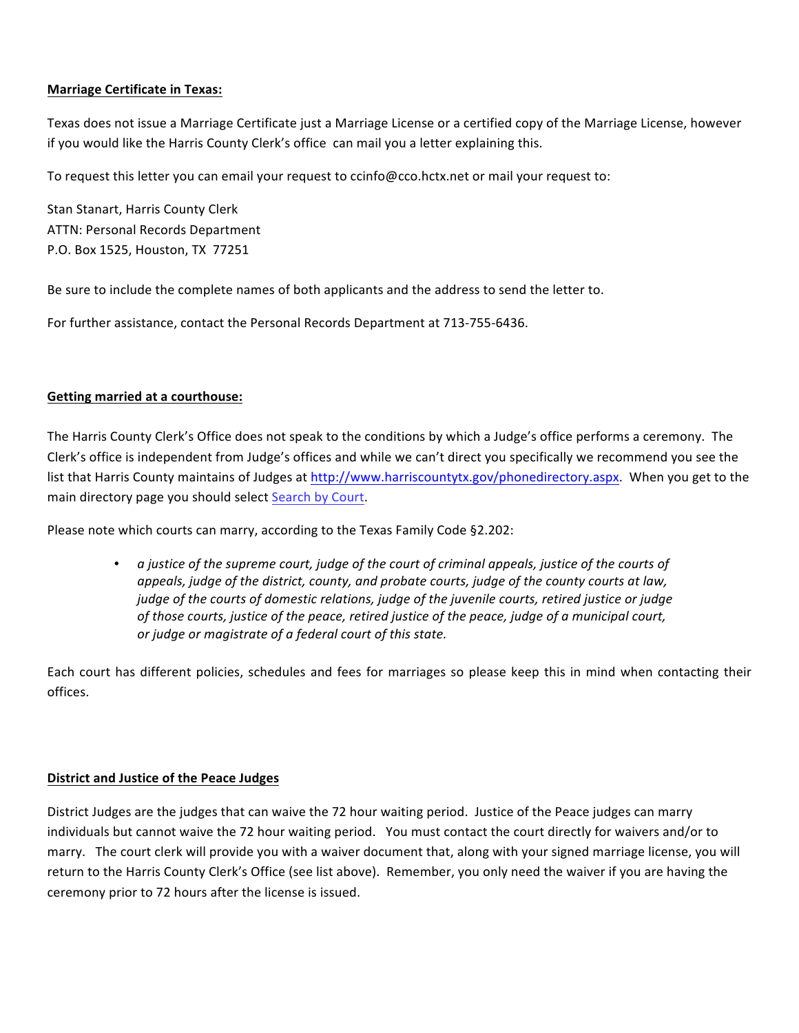**Marriage Certificate in Texas:**

Texas does not issue a Marriage Certificate just a Marriage License or a certified copy of the Marriage License, however if you would like the Harris County Clerk's office can mail you a letter explaining this.

To request this letter you can email your request to ccinfo@cco.hctx.net or mail your request to:

Stan Stanart, Harris County Clerk
ATTN: Personal Records Department
P.O. Box 1525, Houston, TX 77251

Be sure to include the complete names of both applicants and the address to send the letter to.

For further assistance, contact the Personal Records Department at 713-755-6436.

**Getting married at a courthouse:**

The Harris County Clerk's Office does not speak to the conditions by which a Judge's office performs a ceremony. The Clerk's office is independent from Judge's offices and while we can't direct you specifically we recommend you see the list that Harris County maintains of Judges at http://www.harriscountytx.gov/phonedirectory.aspx. When you get to the main directory page you should select Search by Court.

Please note which courts can marry, according to the Texas Family Code §2.202:

- *a justice of the supreme court, judge of the court of criminal appeals, justice of the courts of appeals, judge of the district, county, and probate courts, judge of the county courts at law, judge of the courts of domestic relations, judge of the juvenile courts, retired justice or judge of those courts, justice of the peace, retired justice of the peace, judge of a municipal court, or judge or magistrate of a federal court of this state.*

Each court has different policies, schedules and fees for marriages so please keep this in mind when contacting their offices.

**District and Justice of the Peace Judges**

District Judges are the judges that can waive the 72 hour waiting period. Justice of the Peace judges can marry individuals but cannot waive the 72 hour waiting period. You must contact the court directly for waivers and/or to marry. The court clerk will provide you with a waiver document that, along with your signed marriage license, you will return to the Harris County Clerk's Office (see list above). Remember, you only need the waiver if you are having the ceremony prior to 72 hours after the license is issued.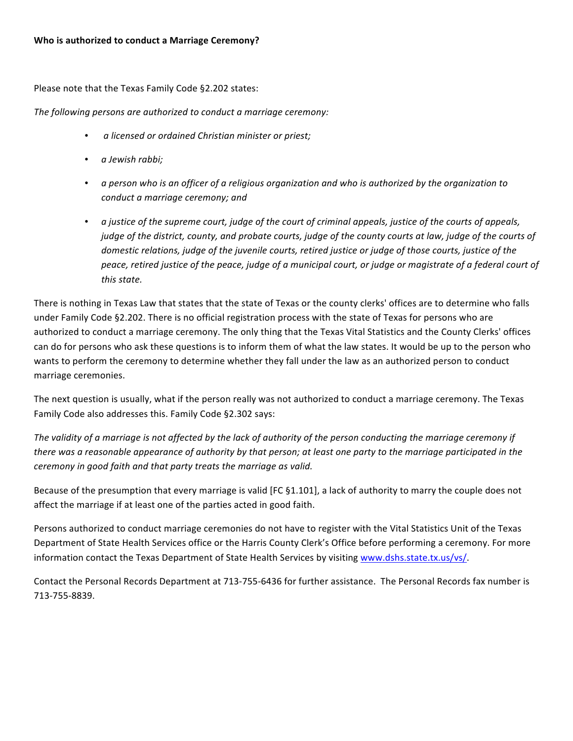**Who is authorized to conduct a Marriage Ceremony?**

Please note that the Texas Family Code §2.202 states:

*The following persons are authorized to conduct a marriage ceremony:*

- *a licensed or ordained Christian minister or priest;*
- *a Jewish rabbi;*
- *a person who is an officer of a religious organization and who is authorized by the organization to conduct a marriage ceremony; and*
- *a justice of the supreme court, judge of the court of criminal appeals, justice of the courts of appeals, judge of the district, county, and probate courts, judge of the county courts at law, judge of the courts of domestic relations, judge of the juvenile courts, retired justice or judge of those courts, justice of the peace, retired justice of the peace, judge of a municipal court, or judge or magistrate of a federal court of this state.*

There is nothing in Texas Law that states that the state of Texas or the county clerks' offices are to determine who falls under Family Code §2.202. There is no official registration process with the state of Texas for persons who are authorized to conduct a marriage ceremony. The only thing that the Texas Vital Statistics and the County Clerks' offices can do for persons who ask these questions is to inform them of what the law states. It would be up to the person who wants to perform the ceremony to determine whether they fall under the law as an authorized person to conduct marriage ceremonies.

The next question is usually, what if the person really was not authorized to conduct a marriage ceremony. The Texas Family Code also addresses this. Family Code §2.302 says:

*The validity of a marriage is not affected by the lack of authority of the person conducting the marriage ceremony if there was a reasonable appearance of authority by that person; at least one party to the marriage participated in the ceremony in good faith and that party treats the marriage as valid.*

Because of the presumption that every marriage is valid [FC §1.101], a lack of authority to marry the couple does not affect the marriage if at least one of the parties acted in good faith.

Persons authorized to conduct marriage ceremonies do not have to register with the Vital Statistics Unit of the Texas Department of State Health Services office or the Harris County Clerk's Office before performing a ceremony. For more information contact the Texas Department of State Health Services by visiting www.dshs.state.tx.us/vs/.

Contact the Personal Records Department at 713-755-6436 for further assistance. The Personal Records fax number is 713-755-8839.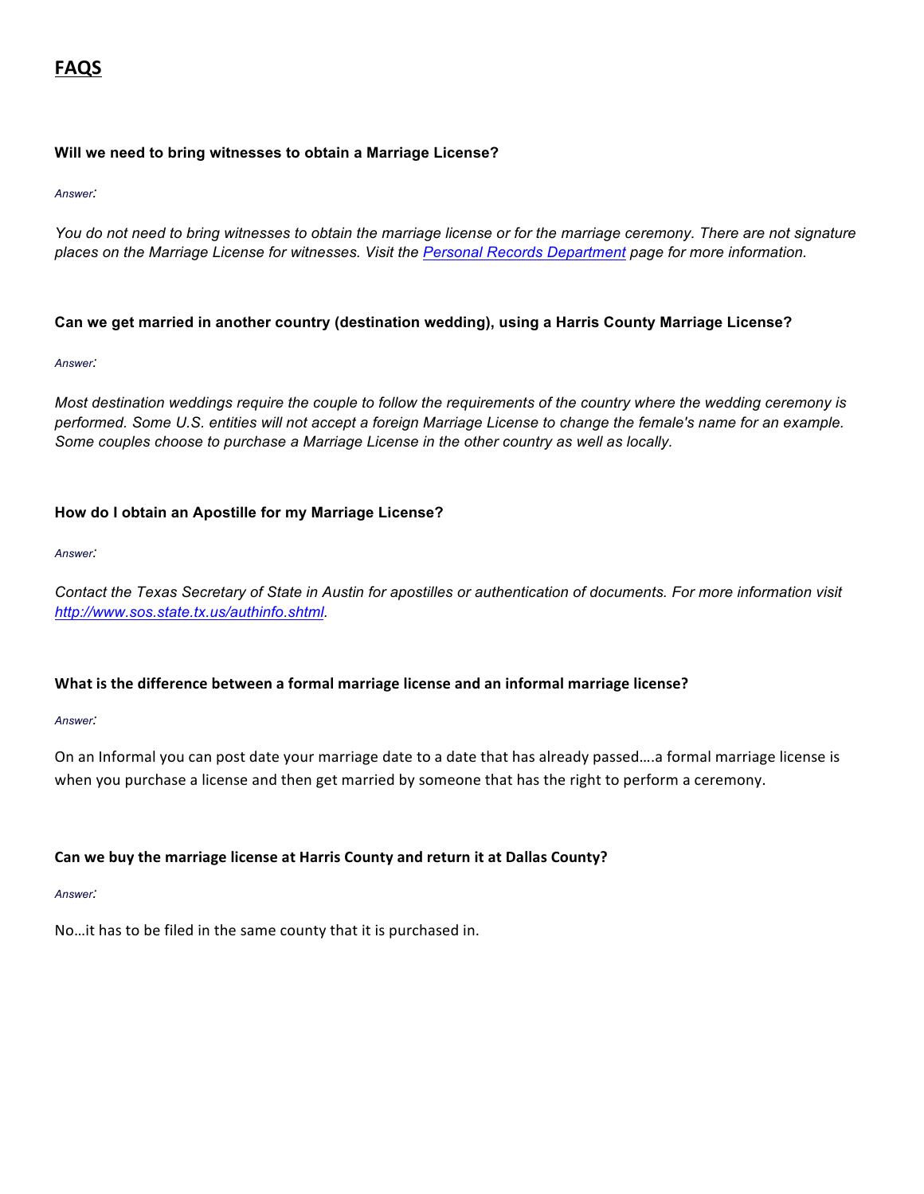# FAQS

**Will we need to bring witnesses to obtain a Marriage License?**

*Answer:*

*You do not need to bring witnesses to obtain the marriage license or for the marriage ceremony. There are not signature places on the Marriage License for witnesses. Visit the [Personal Records Department]() page for more information.*

**Can we get married in another country (destination wedding), using a Harris County Marriage License?**

*Answer:*

*Most destination weddings require the couple to follow the requirements of the country where the wedding ceremony is performed. Some U.S. entities will not accept a foreign Marriage License to change the female's name for an example. Some couples choose to purchase a Marriage License in the other country as well as locally.*

**How do I obtain an Apostille for my Marriage License?**

*Answer:*

*Contact the Texas Secretary of State in Austin for apostilles or authentication of documents. For more information visit [http://www.sos.state.tx.us/authinfo.shtml](http://www.sos.state.tx.us/authinfo.shtml).*

**What is the difference between a formal marriage license and an informal marriage license?**

*Answer:*

On an Informal you can post date your marriage date to a date that has already passed….a formal marriage license is when you purchase a license and then get married by someone that has the right to perform a ceremony.

**Can we buy the marriage license at Harris County and return it at Dallas County?**

*Answer:*

No…it has to be filed in the same county that it is purchased in.